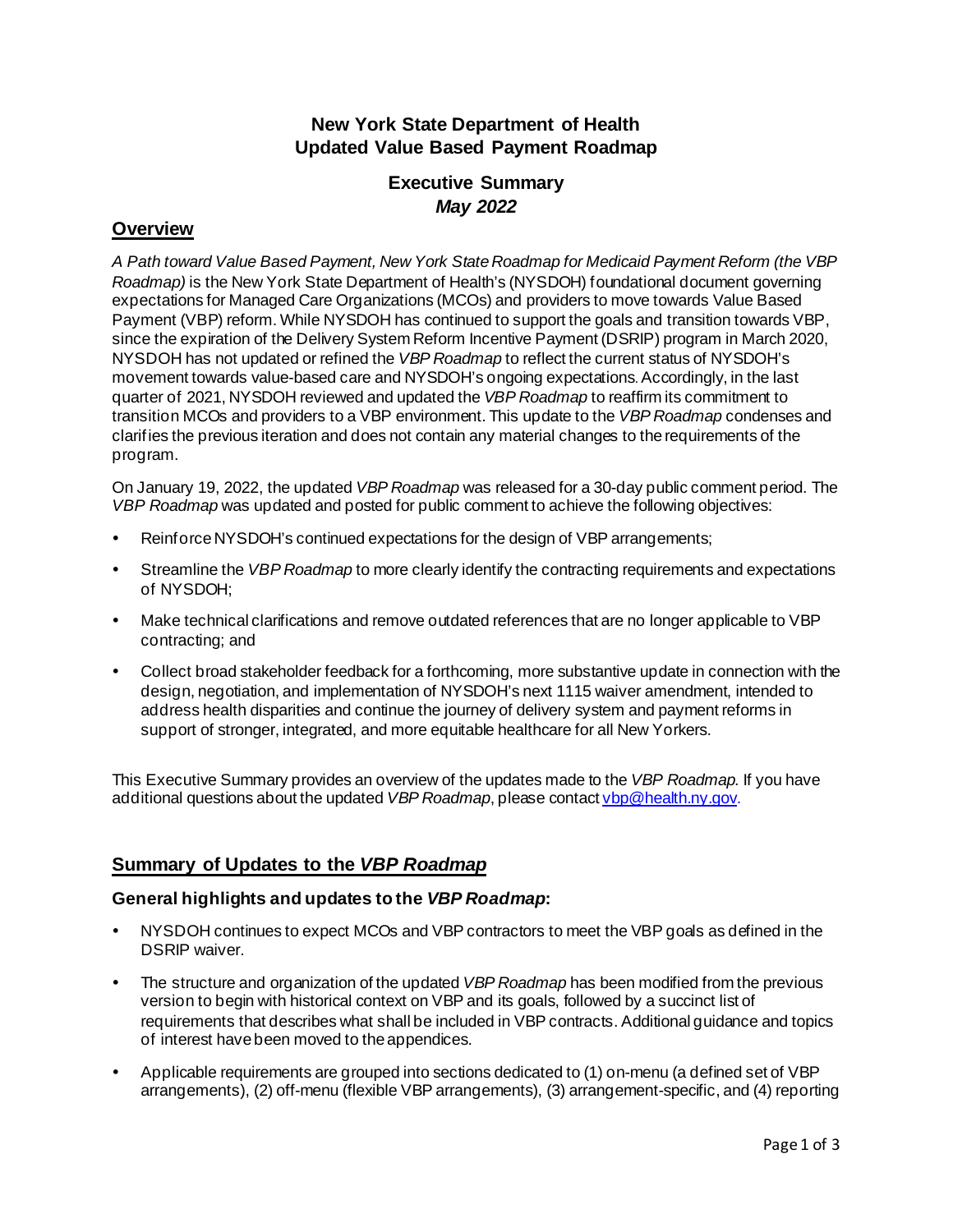# New York State Department of Health
# Updated Value Based Payment Roadmap

## Executive Summary
## *May 2022*

## Overview

*A Path toward Value Based Payment, New York State Roadmap for Medicaid Payment Reform (the VBP Roadmap)* is the New York State Department of Health's (NYSDOH) foundational document governing expectations for Managed Care Organizations (MCOs) and providers to move towards Value Based Payment (VBP) reform. While NYSDOH has continued to support the goals and transition towards VBP, since the expiration of the Delivery System Reform Incentive Payment (DSRIP) program in March 2020, NYSDOH has not updated or refined the *VBP Roadmap* to reflect the current status of NYSDOH's movement towards value-based care and NYSDOH's ongoing expectations. Accordingly, in the last quarter of 2021, NYSDOH reviewed and updated the *VBP Roadmap* to reaffirm its commitment to transition MCOs and providers to a VBP environment. This update to the *VBP Roadmap* condenses and clarifies the previous iteration and does not contain any material changes to the requirements of the program.

On January 19, 2022, the updated *VBP Roadmap* was released for a 30-day public comment period. The *VBP Roadmap* was updated and posted for public comment to achieve the following objectives:

- Reinforce NYSDOH's continued expectations for the design of VBP arrangements;
- Streamline the *VBP Roadmap* to more clearly identify the contracting requirements and expectations of NYSDOH;
- Make technical clarifications and remove outdated references that are no longer applicable to VBP contracting; and
- Collect broad stakeholder feedback for a forthcoming, more substantive update in connection with the design, negotiation, and implementation of NYSDOH's next 1115 waiver amendment, intended to address health disparities and continue the journey of delivery system and payment reforms in support of stronger, integrated, and more equitable healthcare for all New Yorkers.

This Executive Summary provides an overview of the updates made to the *VBP Roadmap*. If you have additional questions about the updated *VBP Roadmap*, please contact vbp@health.ny.gov.

## Summary of Updates to the *VBP Roadmap*

### General highlights and updates to the *VBP Roadmap*:

- NYSDOH continues to expect MCOs and VBP contractors to meet the VBP goals as defined in the DSRIP waiver.
- The structure and organization of the updated *VBP Roadmap* has been modified from the previous version to begin with historical context on VBP and its goals, followed by a succinct list of requirements that describes what shall be included in VBP contracts. Additional guidance and topics of interest have been moved to the appendices.
- Applicable requirements are grouped into sections dedicated to (1) on-menu (a defined set of VBP arrangements), (2) off-menu (flexible VBP arrangements), (3) arrangement-specific, and (4) reporting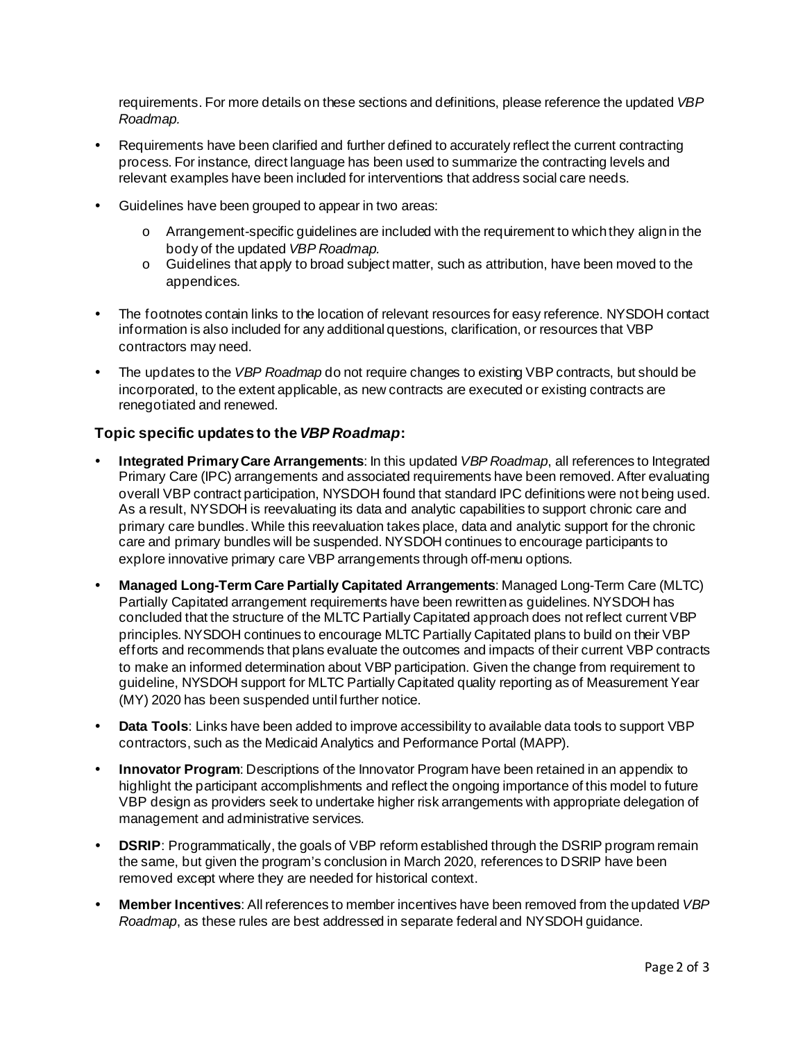requirements. For more details on these sections and definitions, please reference the updated *VBP Roadmap*.

- Requirements have been clarified and further defined to accurately reflect the current contracting process. For instance, direct language has been used to summarize the contracting levels and relevant examples have been included for interventions that address social care needs.
- Guidelines have been grouped to appear in two areas:
  - Arrangement-specific guidelines are included with the requirement to which they align in the body of the updated *VBP Roadmap*.
  - Guidelines that apply to broad subject matter, such as attribution, have been moved to the appendices.
- The footnotes contain links to the location of relevant resources for easy reference. NYSDOH contact information is also included for any additional questions, clarification, or resources that VBP contractors may need.
- The updates to the *VBP Roadmap* do not require changes to existing VBP contracts, but should be incorporated, to the extent applicable, as new contracts are executed or existing contracts are renegotiated and renewed.

### Topic specific updates to the *VBP Roadmap*:

- **Integrated Primary Care Arrangements**: In this updated *VBP Roadmap*, all references to Integrated Primary Care (IPC) arrangements and associated requirements have been removed. After evaluating overall VBP contract participation, NYSDOH found that standard IPC definitions were not being used. As a result, NYSDOH is reevaluating its data and analytic capabilities to support chronic care and primary care bundles. While this reevaluation takes place, data and analytic support for the chronic care and primary bundles will be suspended. NYSDOH continues to encourage participants to explore innovative primary care VBP arrangements through off-menu options.
- **Managed Long-Term Care Partially Capitated Arrangements**: Managed Long-Term Care (MLTC) Partially Capitated arrangement requirements have been rewritten as guidelines. NYSDOH has concluded that the structure of the MLTC Partially Capitated approach does not reflect current VBP principles. NYSDOH continues to encourage MLTC Partially Capitated plans to build on their VBP efforts and recommends that plans evaluate the outcomes and impacts of their current VBP contracts to make an informed determination about VBP participation. Given the change from requirement to guideline, NYSDOH support for MLTC Partially Capitated quality reporting as of Measurement Year (MY) 2020 has been suspended until further notice.
- **Data Tools**: Links have been added to improve accessibility to available data tools to support VBP contractors, such as the Medicaid Analytics and Performance Portal (MAPP).
- **Innovator Program**: Descriptions of the Innovator Program have been retained in an appendix to highlight the participant accomplishments and reflect the ongoing importance of this model to future VBP design as providers seek to undertake higher risk arrangements with appropriate delegation of management and administrative services.
- **DSRIP**: Programmatically, the goals of VBP reform established through the DSRIP program remain the same, but given the program's conclusion in March 2020, references to DSRIP have been removed except where they are needed for historical context.
- **Member Incentives**: All references to member incentives have been removed from the updated *VBP Roadmap*, as these rules are best addressed in separate federal and NYSDOH guidance.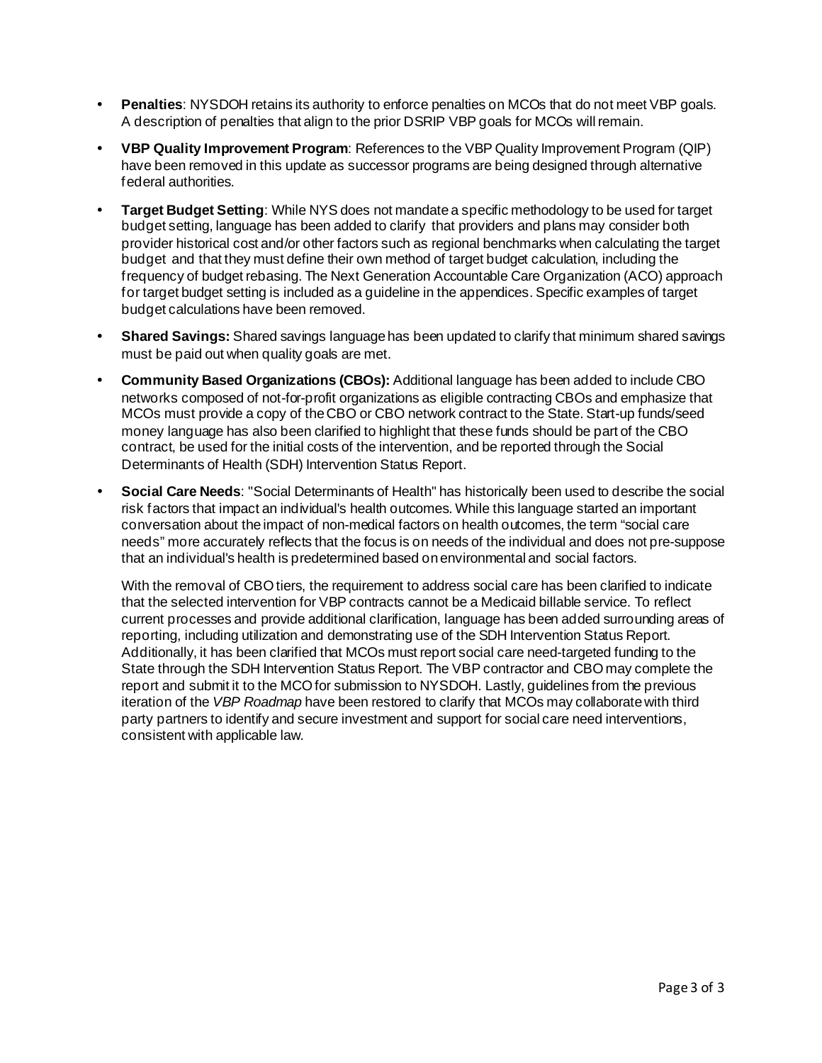- **Penalties**: NYSDOH retains its authority to enforce penalties on MCOs that do not meet VBP goals. A description of penalties that align to the prior DSRIP VBP goals for MCOs will remain.
- **VBP Quality Improvement Program**: References to the VBP Quality Improvement Program (QIP) have been removed in this update as successor programs are being designed through alternative federal authorities.
- **Target Budget Setting**: While NYS does not mandate a specific methodology to be used for target budget setting, language has been added to clarify that providers and plans may consider both provider historical cost and/or other factors such as regional benchmarks when calculating the target budget and that they must define their own method of target budget calculation, including the frequency of budget rebasing. The Next Generation Accountable Care Organization (ACO) approach for target budget setting is included as a guideline in the appendices. Specific examples of target budget calculations have been removed.
- **Shared Savings:** Shared savings language has been updated to clarify that minimum shared savings must be paid out when quality goals are met.
- **Community Based Organizations (CBOs):** Additional language has been added to include CBO networks composed of not-for-profit organizations as eligible contracting CBOs and emphasize that MCOs must provide a copy of the CBO or CBO network contract to the State. Start-up funds/seed money language has also been clarified to highlight that these funds should be part of the CBO contract, be used for the initial costs of the intervention, and be reported through the Social Determinants of Health (SDH) Intervention Status Report.
- **Social Care Needs**: "Social Determinants of Health" has historically been used to describe the social risk factors that impact an individual's health outcomes. While this language started an important conversation about the impact of non-medical factors on health outcomes, the term "social care needs" more accurately reflects that the focus is on needs of the individual and does not pre-suppose that an individual's health is predetermined based on environmental and social factors.

  With the removal of CBO tiers, the requirement to address social care has been clarified to indicate that the selected intervention for VBP contracts cannot be a Medicaid billable service. To reflect current processes and provide additional clarification, language has been added surrounding areas of reporting, including utilization and demonstrating use of the SDH Intervention Status Report. Additionally, it has been clarified that MCOs must report social care need-targeted funding to the State through the SDH Intervention Status Report. The VBP contractor and CBO may complete the report and submit it to the MCO for submission to NYSDOH. Lastly, guidelines from the previous iteration of the *VBP Roadmap* have been restored to clarify that MCOs may collaborate with third party partners to identify and secure investment and support for social care need interventions, consistent with applicable law.